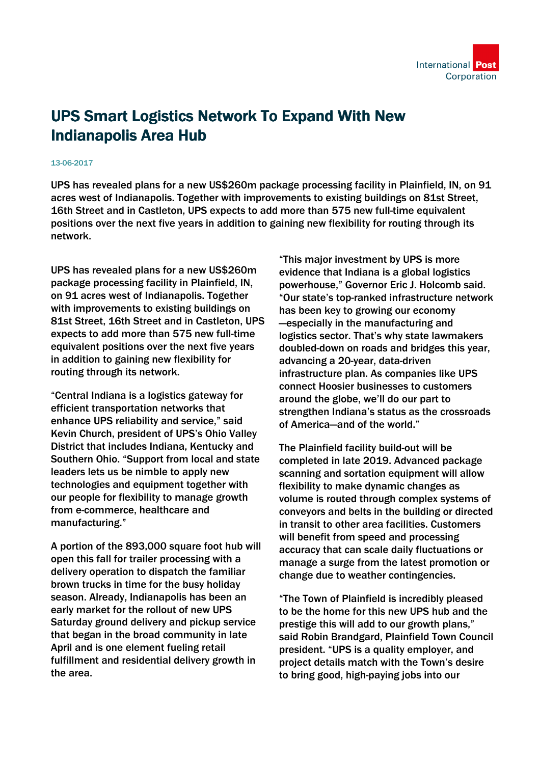# UPS Smart Logistics Network To Expand With New Indianapolis Area Hub

13-06-2017

**UPS has revealed plans for a new US$260m package processing facility in Plainfield, IN, on 91 acres west of Indianapolis. Together with improvements to existing buildings on 81st Street, 16th Street and in Castleton, UPS expects to add more than 575 new full-time equivalent positions over the next five years in addition to gaining new flexibility for routing through its network.**

UPS has revealed plans for a new US$260m package processing facility in Plainfield, IN, on 91 acres west of Indianapolis. Together with improvements to existing buildings on 81st Street, 16th Street and in Castleton, UPS expects to add more than 575 new full-time equivalent positions over the next five years in addition to gaining new flexibility for routing through its network.

"Central Indiana is a logistics gateway for efficient transportation networks that enhance UPS reliability and service," said Kevin Church, president of UPS's Ohio Valley District that includes Indiana, Kentucky and Southern Ohio. "Support from local and state leaders lets us be nimble to apply new technologies and equipment together with our people for flexibility to manage growth from e-commerce, healthcare and manufacturing."

A portion of the 893,000 square foot hub will open this fall for trailer processing with a delivery operation to dispatch the familiar brown trucks in time for the busy holiday season. Already, Indianapolis has been an early market for the rollout of new UPS Saturday ground delivery and pickup service that began in the broad community in late April and is one element fueling retail fulfillment and residential delivery growth in the area.

"This major investment by UPS is more evidence that Indiana is a global logistics powerhouse," Governor Eric J. Holcomb said. "Our state's top-ranked infrastructure network has been key to growing our economy—especially in the manufacturing and logistics sector. That's why state lawmakers doubled-down on roads and bridges this year, advancing a 20-year, data-driven infrastructure plan. As companies like UPS connect Hoosier businesses to customers around the globe, we'll do our part to strengthen Indiana's status as the crossroads of America—and of the world."

The Plainfield facility build-out will be completed in late 2019. Advanced package scanning and sortation equipment will allow flexibility to make dynamic changes as volume is routed through complex systems of conveyors and belts in the building or directed in transit to other area facilities. Customers will benefit from speed and processing accuracy that can scale daily fluctuations or manage a surge from the latest promotion or change due to weather contingencies.

"The Town of Plainfield is incredibly pleased to be the home for this new UPS hub and the prestige this will add to our growth plans," said Robin Brandgard, Plainfield Town Council president. "UPS is a quality employer, and project details match with the Town's desire to bring good, high-paying jobs into our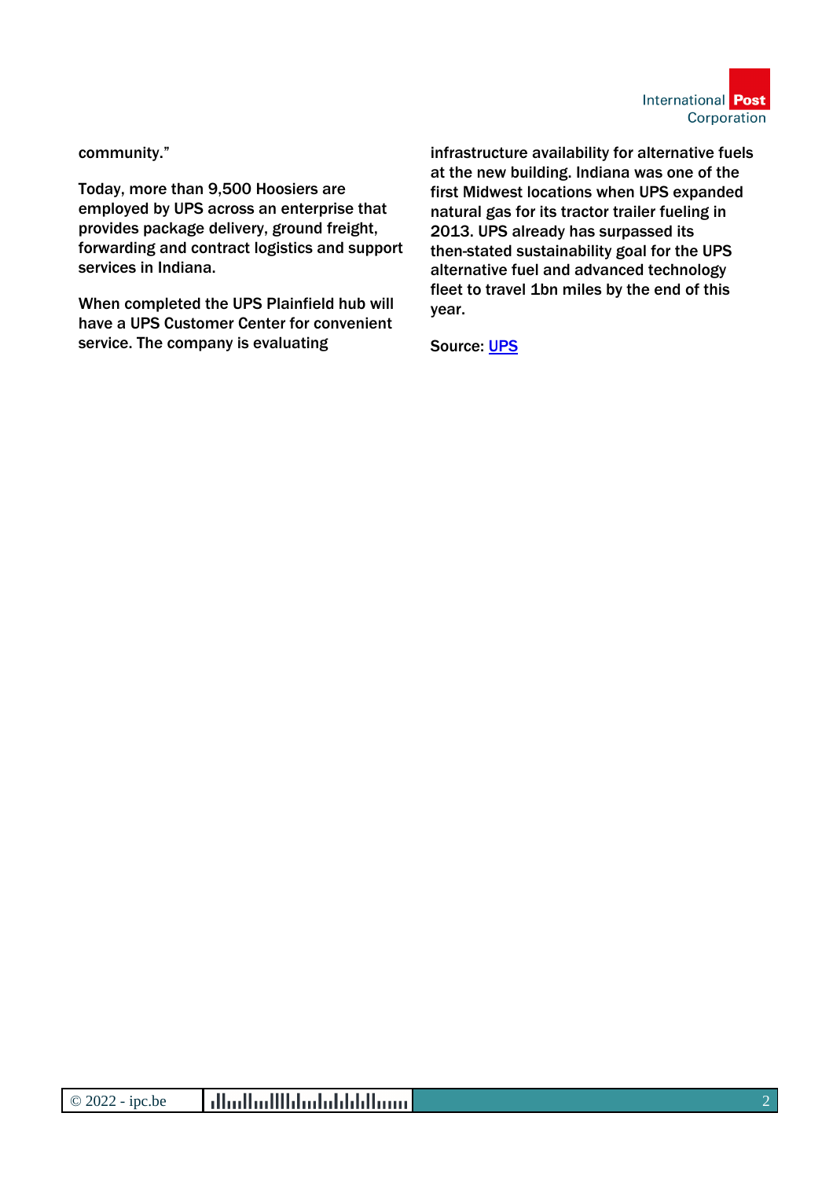community."

Today, more than 9,500 Hoosiers are employed by UPS across an enterprise that provides package delivery, ground freight, forwarding and contract logistics and support services in Indiana.

When completed the UPS Plainfield hub will have a UPS Customer Center for convenient service. The company is evaluating infrastructure availability for alternative fuels at the new building. Indiana was one of the first Midwest locations when UPS expanded natural gas for its tractor trailer fueling in 2013. UPS already has surpassed its then-stated sustainability goal for the UPS alternative fuel and advanced technology fleet to travel 1bn miles by the end of this year.

Source: UPS